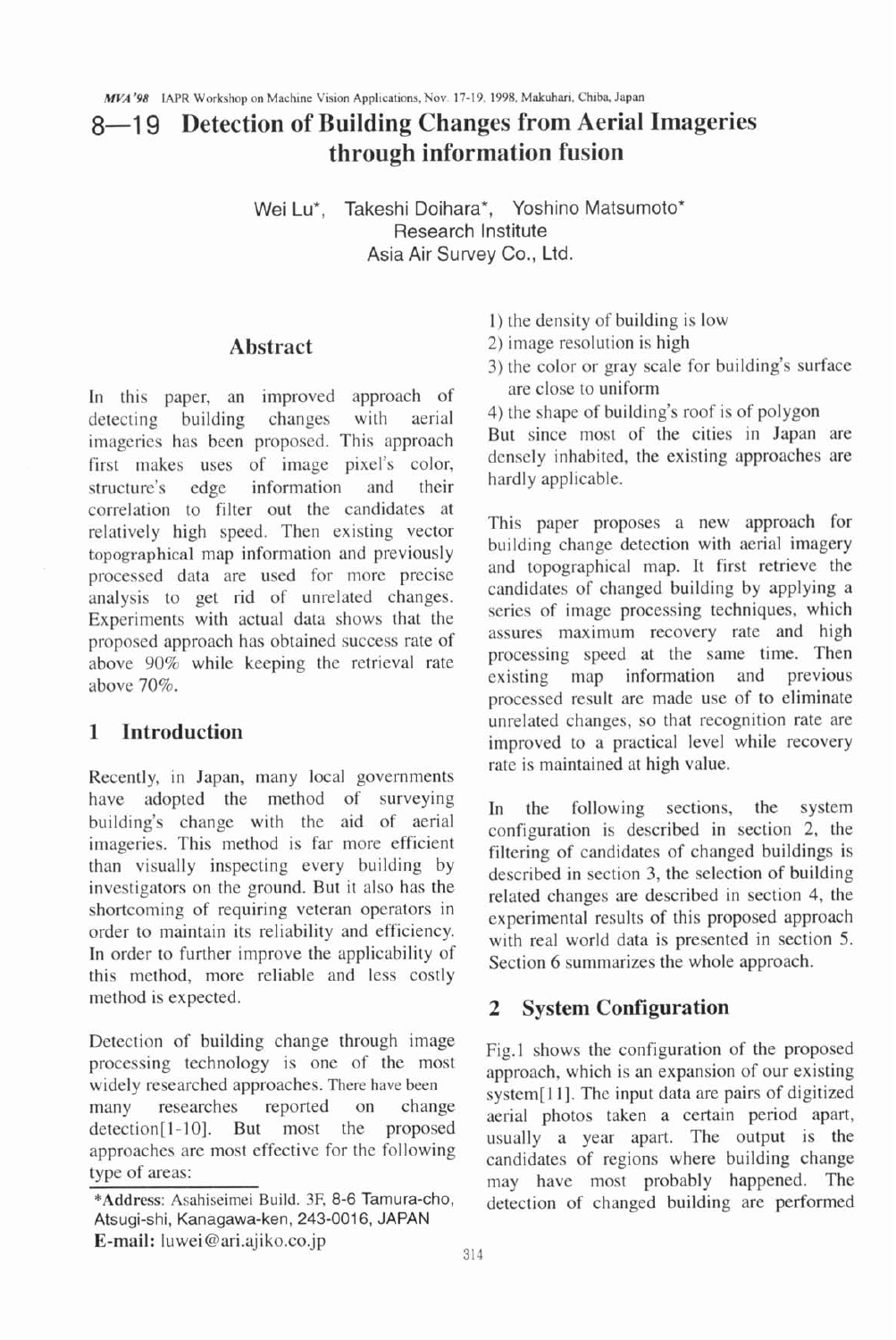# 8—19 Detection of Building Changes from Aerial Imageries through information fusion

Wei Lu*, Takeshi Doihara*, Yoshino Matsumoto*
Research Institute
Asia Air Survey Co., Ltd.

## Abstract

In this paper, an improved approach of detecting building changes with aerial imageries has been proposed. This approach first makes uses of image pixel's color, structure's edge information and their correlation to filter out the candidates at relatively high speed. Then existing vector topographical map information and previously processed data are used for more precise analysis to get rid of unrelated changes. Experiments with actual data shows that the proposed approach has obtained success rate of above 90% while keeping the retrieval rate above 70%.

## 1 Introduction

Recently, in Japan, many local governments have adopted the method of surveying building's change with the aid of aerial imageries. This method is far more efficient than visually inspecting every building by investigators on the ground. But it also has the shortcoming of requiring veteran operators in order to maintain its reliability and efficiency. In order to further improve the applicability of this method, more reliable and less costly method is expected.

Detection of building change through image processing technology is one of the most widely researched approaches. There have been many researches reported on change detection[1-10]. But most the proposed approaches are most effective for the following type of areas:

1) the density of building is low
2) image resolution is high
3) the color or gray scale for building's surface are close to uniform
4) the shape of building's roof is of polygon

But since most of the cities in Japan are densely inhabited, the existing approaches are hardly applicable.

This paper proposes a new approach for building change detection with aerial imagery and topographical map. It first retrieve the candidates of changed building by applying a series of image processing techniques, which assures maximum recovery rate and high processing speed at the same time. Then existing map information and previous processed result are made use of to eliminate unrelated changes, so that recognition rate are improved to a practical level while recovery rate is maintained at high value.

In the following sections, the system configuration is described in section 2, the filtering of candidates of changed buildings is described in section 3, the selection of building related changes are described in section 4, the experimental results of this proposed approach with real world data is presented in section 5. Section 6 summarizes the whole approach.

## 2 System Configuration

Fig.1 shows the configuration of the proposed approach, which is an expansion of our existing system[11]. The input data are pairs of digitized aerial photos taken a certain period apart, usually a year apart. The output is the candidates of regions where building change may have most probably happened. The detection of changed building are performed

---

*Address: Asahiseimei Build. 3F, 8-6 Tamura-cho, Atsugi-shi, Kanagawa-ken, 243-0016, JAPAN
**E-mail:** luwei@ari.ajiko.co.jp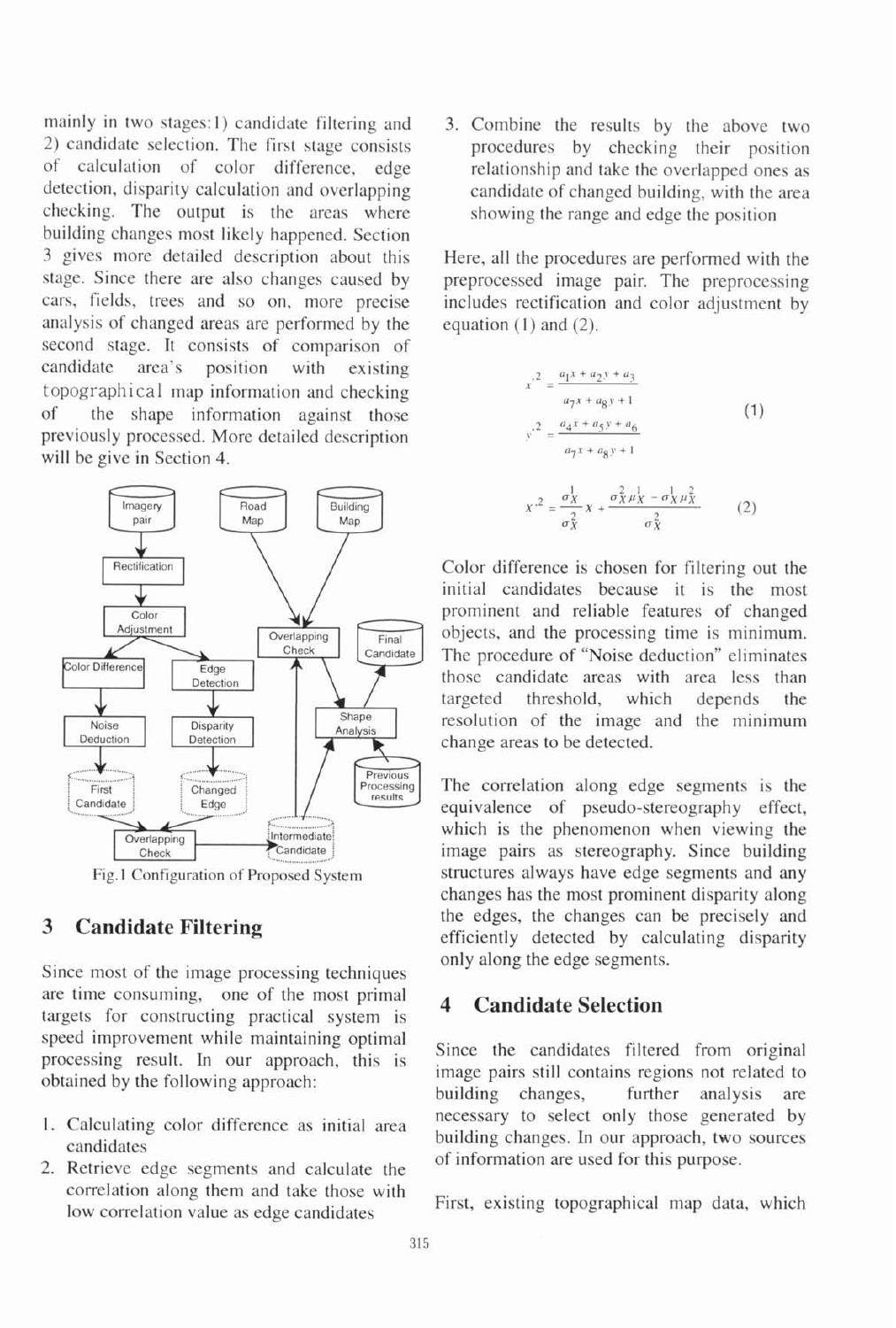mainly in two stages: 1) candidate filtering and 2) candidate selection. The first stage consists of calculation of color difference, edge detection, disparity calculation and overlapping checking. The output is the areas where building changes most likely happened. Section 3 gives more detailed description about this stage. Since there are also changes caused by cars, fields, trees and so on, more precise analysis of changed areas are performed by the second stage. It consists of comparison of candidate area's position with existing topographical map information and checking of the shape information against those previously processed. More detailed description will be give in Section 4.

Fig.1 Configuration of Proposed System

## 3 Candidate Filtering

Since most of the image processing techniques are time consuming, one of the most primal targets for constructing practical system is speed improvement while maintaining optimal processing result. In our approach, this is obtained by the following approach:

1. Calculating color difference as initial area candidates
2. Retrieve edge segments and calculate the correlation along them and take those with low correlation value as edge candidates
3. Combine the results by the above two procedures by checking their position relationship and take the overlapped ones as candidate of changed building, with the area showing the range and edge the position

Here, all the procedures are performed with the preprocessed image pair. The preprocessing includes rectification and color adjustment by equation (1) and (2).

$$x'^2 = \frac{a_1 x + a_2 y + a_3}{a_7 x + a_8 y + 1}$$
$$y'^2 = \frac{a_4 x + a_5 y + a_6}{a_7 x + a_8 y + 1} \qquad (1)$$

$$x'^2 = \frac{\sigma_X^1}{\sigma_X^2} x + \frac{\sigma_X^2 \mu_X^1 - \sigma_X^1 \mu_X^2}{\sigma_X^2} \qquad (2)$$

Color difference is chosen for filtering out the initial candidates because it is the most prominent and reliable features of changed objects, and the processing time is minimum. The procedure of "Noise deduction" eliminates those candidate areas with area less than targeted threshold, which depends the resolution of the image and the minimum change areas to be detected.

The correlation along edge segments is the equivalence of pseudo-stereography effect, which is the phenomenon when viewing the image pairs as stereography. Since building structures always have edge segments and any changes has the most prominent disparity along the edges, the changes can be precisely and efficiently detected by calculating disparity only along the edge segments.

## 4 Candidate Selection

Since the candidates filtered from original image pairs still contains regions not related to building changes, further analysis are necessary to select only those generated by building changes. In our approach, two sources of information are used for this purpose.

First, existing topographical map data, which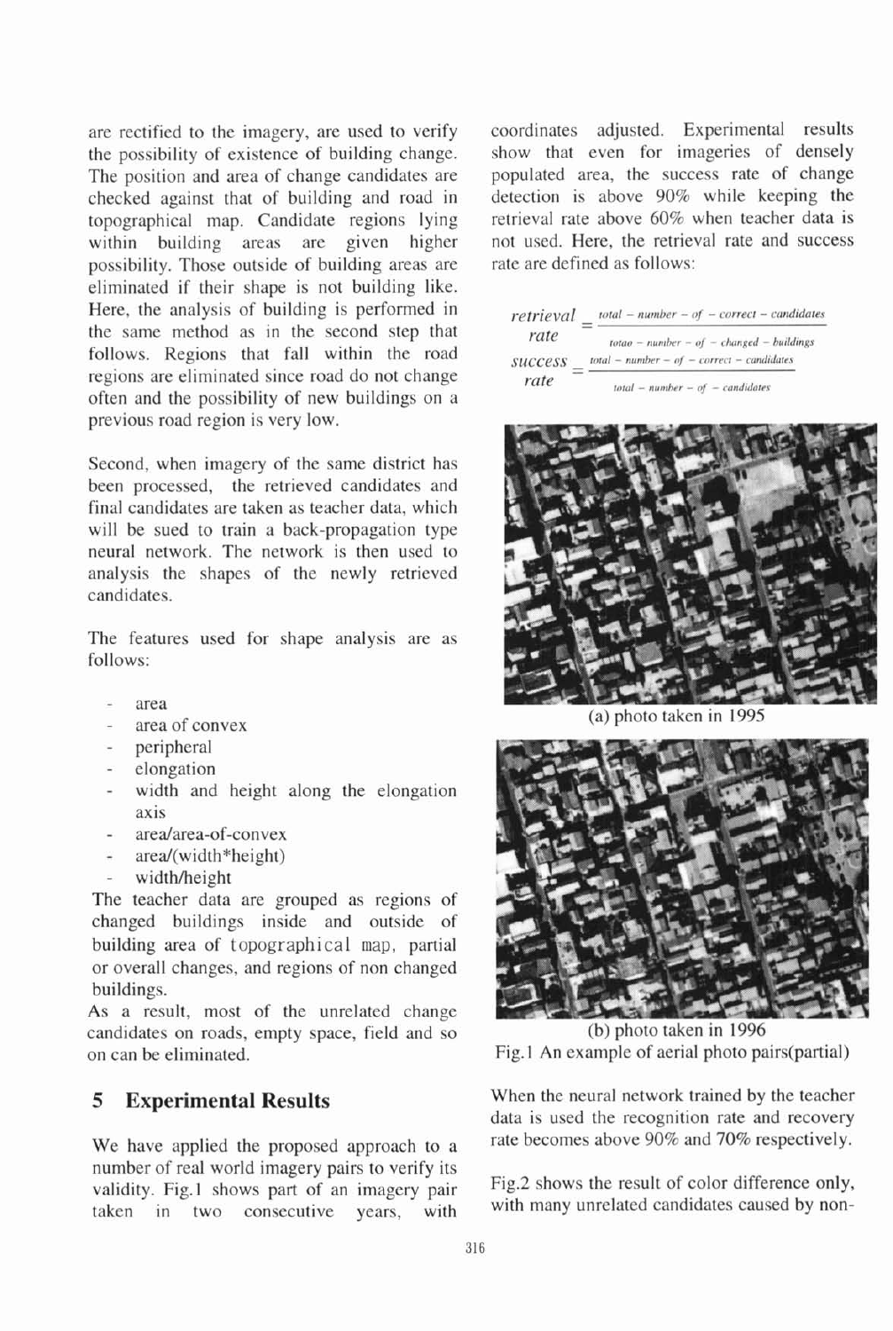are rectified to the imagery, are used to verify the possibility of existence of building change. The position and area of change candidates are checked against that of building and road in topographical map. Candidate regions lying within building areas are given higher possibility. Those outside of building areas are eliminated if their shape is not building like. Here, the analysis of building is performed in the same method as in the second step that follows. Regions that fall within the road regions are eliminated since road do not change often and the possibility of new buildings on a previous road region is very low.

Second, when imagery of the same district has been processed, the retrieved candidates and final candidates are taken as teacher data, which will be sued to train a back-propagation type neural network. The network is then used to analysis the shapes of the newly retrieved candidates.

The features used for shape analysis are as follows:

- area
- area of convex
- peripheral
- elongation
- width and height along the elongation axis
- area/area-of-convex
- area/(width*height)
- width/height

The teacher data are grouped as regions of changed buildings inside and outside of building area of topographical map, partial or overall changes, and regions of non changed buildings.

As a result, most of the unrelated change candidates on roads, empty space, field and so on can be eliminated.

## 5 Experimental Results

We have applied the proposed approach to a number of real world imagery pairs to verify its validity. Fig.1 shows part of an imagery pair taken in two consecutive years, with coordinates adjusted. Experimental results show that even for imageries of densely populated area, the success rate of change detection is above 90% while keeping the retrieval rate above 60% when teacher data is not used. Here, the retrieval rate and success rate are defined as follows:

$$\text{retrieval rate} = \frac{total-number-of-correct-candidates}{totao-number-of-changed-buildings}$$

$$\text{success rate} = \frac{total-number-of-correct-candidates}{total-number-of-candidates}$$

(a) photo taken in 1995

(b) photo taken in 1996

Fig.1 An example of aerial photo pairs(partial)

When the neural network trained by the teacher data is used the recognition rate and recovery rate becomes above 90% and 70% respectively.

Fig.2 shows the result of color difference only, with many unrelated candidates caused by non-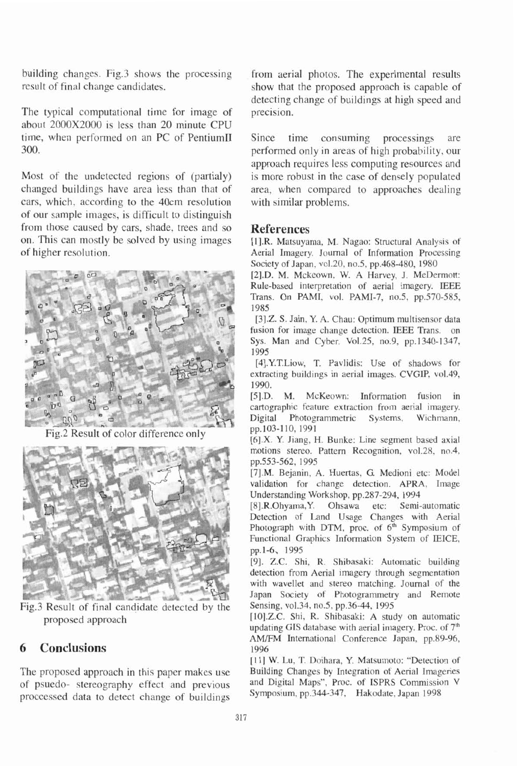building changes. Fig.3 shows the processing result of final change candidates.

The typical computational time for image of about 2000X2000 is less than 20 minute CPU time, when performed on an PC of PentiumII 300.

Most of the undetected regions of (partialy) changed buildings have area less than that of cars, which, according to the 40cm resolution of our sample images, is difficult to distinguish from those caused by cars, shade, trees and so on. This can mostly be solved by using images of higher resolution.

Fig.2 Result of color difference only

Fig.3 Result of final candidate detected by the proposed approach

## 6 Conclusions

The proposed approach in this paper makes use of psuedo- stereography effect and previous proccessed data to detect change of buildings from aerial photos. The experimental results show that the proposed approach is capable of detecting change of buildings at high speed and precision.

Since time consuming processings are performed only in areas of high probability, our approach requires less computing resources and is more robust in the case of densely populated area, when compared to approaches dealing with similar problems.

## References

[1].R. Matsuyama, M. Nagao: Structural Analysis of Aerial Imagery. Journal of Information Processing Society of Japan, vol.20, no.5, pp.468-480, 1980

[2].D. M. Mckeown, W. A Harvey, J. McDermott: Rule-based interpretation of aerial imagery. IEEE Trans. On PAMI, vol. PAMI-7, no.5, pp.570-585, 1985

[3].Z. S. Jain, Y. A. Chau: Optimum multisensor data fusion for image change detection. IEEE Trans. on Sys. Man and Cyber. Vol.25, no.9, pp.1340-1347, 1995

[4].Y.T.Liow, T. Pavlidis: Use of shadows for extracting buildings in aerial images. CVGIP, vol.49, 1990.

[5].D. M. McKeown: Information fusion in cartographic feature extraction from aerial imagery. Digital Photogrammetric Systems, Wichmann, pp.103-110, 1991

[6].X. Y. Jiang, H. Bunke: Line segment based axial motions stereo. Pattern Recognition, vol.28, no.4, pp.553-562, 1995

[7].M. Bejanin, A. Huertas, G. Medioni etc: Model validation for change detection. APRA, Image Understanding Workshop, pp.287-294, 1994

[8].R.Ohyama,Y. Ohsawa etc: Semi-automatic Detection of Land Usage Changes with Aerial Photograph with DTM, proc. of 6th Symposium of Functional Graphics Information System of IEICE, pp.1-6、1995

[9]. Z.C. Shi, R. Shibasaki: Automatic building detection from Aerial imagery through segmentation with wavellet and stereo matching. Journal of the Japan Society of Photogrammetry and Remote Sensing, vol.34, no.5, pp.36-44, 1995

[10].Z.C. Shi, R. Shibasaki: A study on automatic updating GIS database with aerial imagery. Proc. of 7th AM/FM International Conference Japan, pp.89-96, 1996

[11] W. Lu, T. Doihara, Y. Matsumoto: "Detection of Building Changes by Integration of Aerial Imageries and Digital Maps", Proc. of ISPRS Commission V Symposium, pp.344-347, Hakodate, Japan 1998